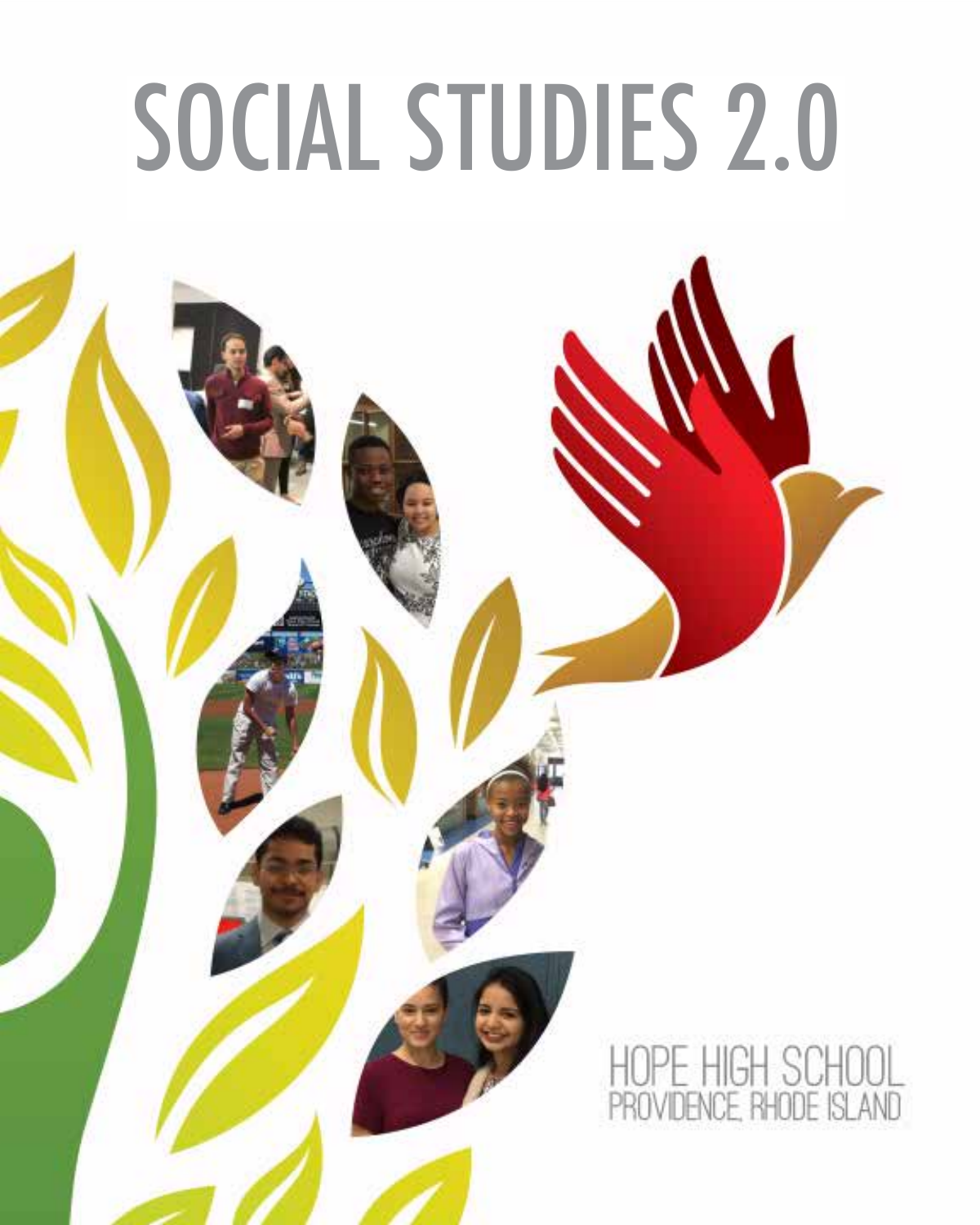# SOCIAL STUDIES 2.0

HOPE HIGH SCHOOL
PROVIDENCE, RHODE ISLAND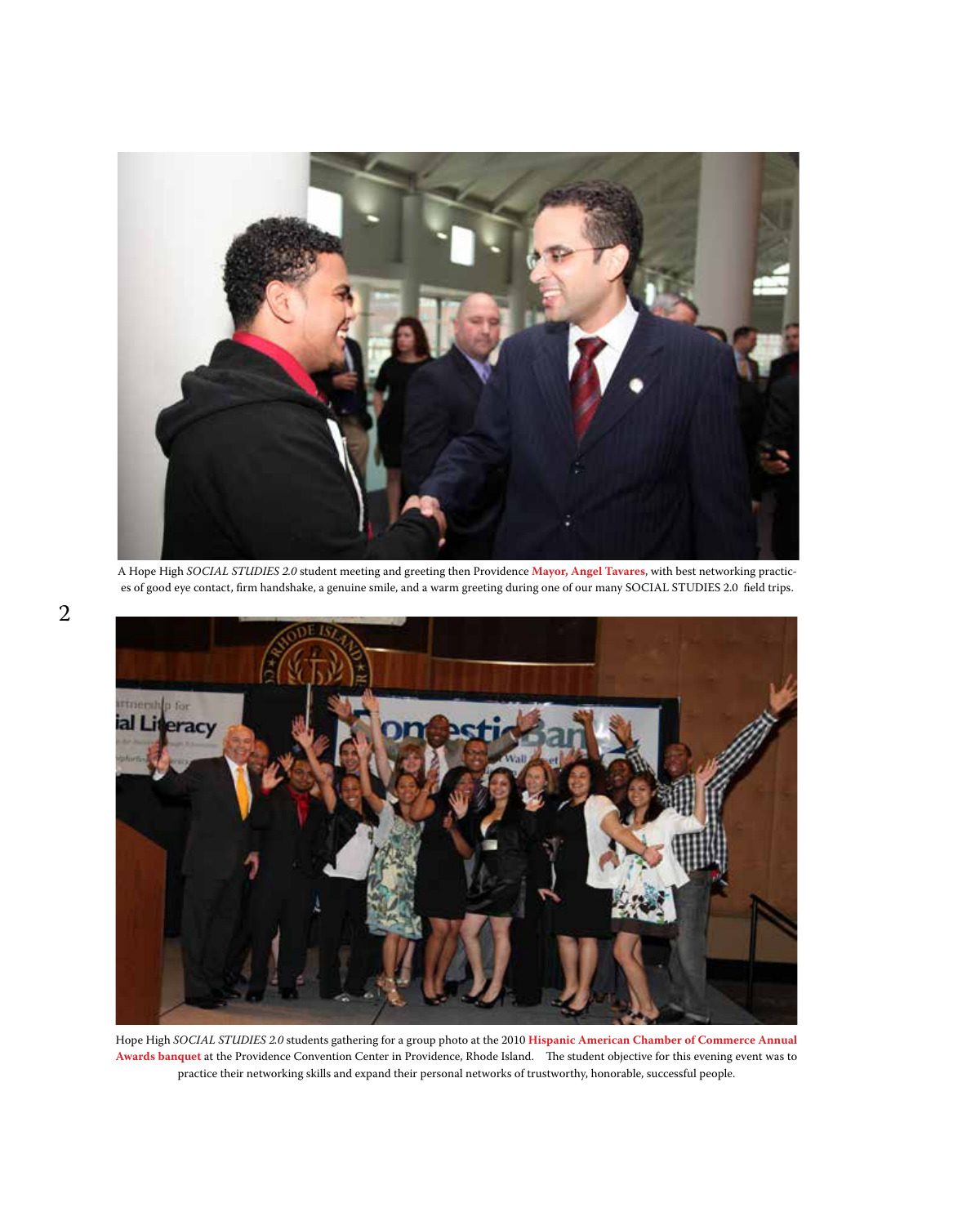A Hope High *SOCIAL STUDIES 2.0* student meeting and greeting then Providence **Mayor, Angel Tavares**, with best networking practices of good eye contact, firm handshake, a genuine smile, and a warm greeting during one of our many SOCIAL STUDIES 2.0 field trips.

Hope High *SOCIAL STUDIES 2.0* students gathering for a group photo at the 2010 **Hispanic American Chamber of Commerce Annual Awards banquet** at the Providence Convention Center in Providence, Rhode Island. The student objective for this evening event was to practice their networking skills and expand their personal networks of trustworthy, honorable, successful people.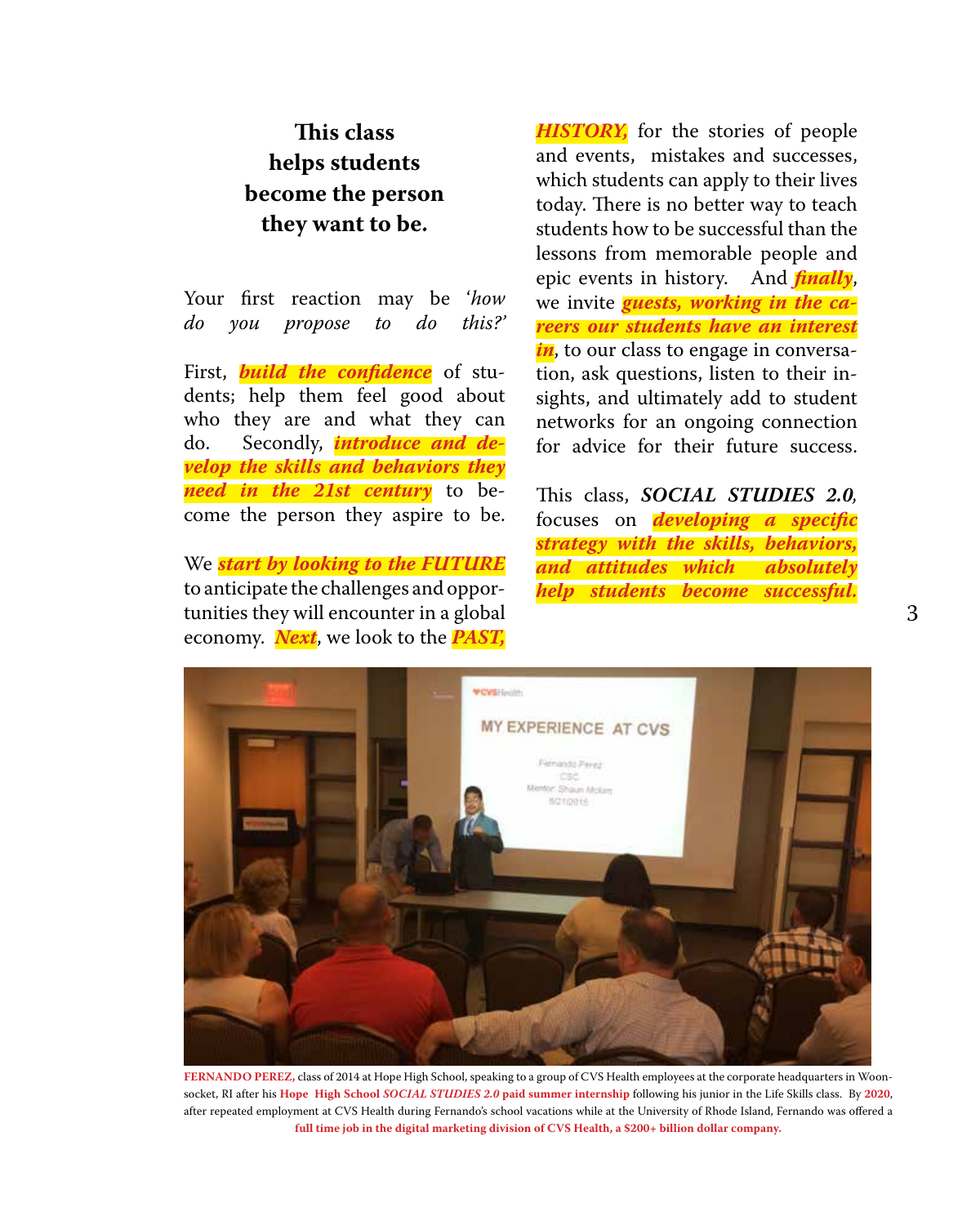**This class helps students become the person they want to be.**

Your first reaction may be *'how do you propose to do this?'*

First, ***build the confidence*** of students; help them feel good about who they are and what they can do. Secondly, ***introduce and develop the skills and behaviors they need in the 21st century*** to become the person they aspire to be.

We ***start by looking to the FUTURE*** to anticipate the challenges and opportunities they will encounter in a global economy. ***Next***, we look to the ***PAST, HISTORY,*** for the stories of people and events, mistakes and successes, which students can apply to their lives today. There is no better way to teach students how to be successful than the lessons from memorable people and epic events in history. And ***finally***, we invite ***guests, working in the careers our students have an interest in***, to our class to engage in conversation, ask questions, listen to their insights, and ultimately add to student networks for an ongoing connection for advice for their future success.

This class, ***SOCIAL STUDIES 2.0***, focuses on ***developing a specific strategy with the skills, behaviors, and attitudes which absolutely help students become successful.***

**FERNANDO PEREZ,** class of 2014 at Hope High School, speaking to a group of CVS Health employees at the corporate headquarters in Woonsocket, RI after his **Hope High School *SOCIAL STUDIES 2.0* paid summer internship** following his junior in the Life Skills class. By **2020**, after repeated employment at CVS Health during Fernando's school vacations while at the University of Rhode Island, Fernando was offered a **full time job in the digital marketing division of CVS Health, a $200+ billion dollar company.**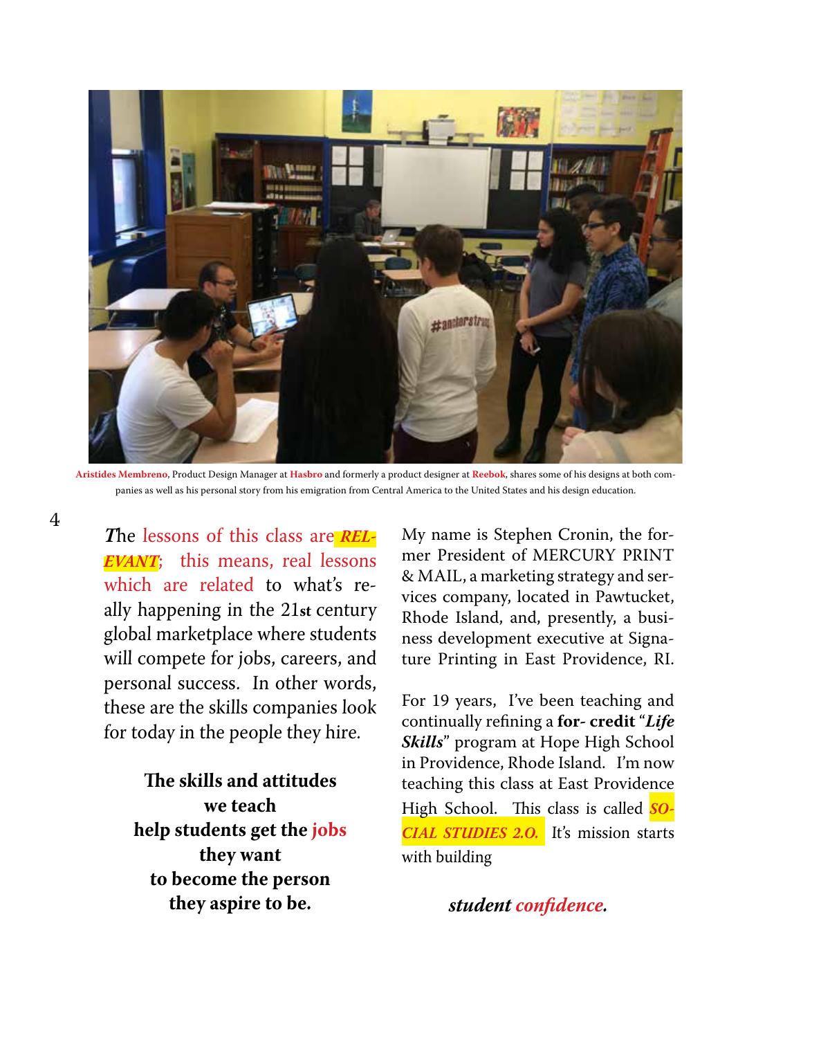**Aristides Membreno**, Product Design Manager at **Hasbro** and formerly a product designer at **Reebok**, shares some of his designs at both companies as well as his personal story from his emigration from Central America to the United States and his design education.

***T***he lessons of this class are ***RELEVANT***; this means, real lessons which are related to what's really happening in the 21st century global marketplace where students will compete for jobs, careers, and personal success. In other words, these are the skills companies look for today in the people they hire.

**The skills and attitudes**
**we teach**
**help students get the jobs**
**they want**
**to become the person**
**they aspire to be.**

My name is Stephen Cronin, the former President of MERCURY PRINT & MAIL, a marketing strategy and services company, located in Pawtucket, Rhode Island, and, presently, a business development executive at Signature Printing in East Providence, RI.

For 19 years, I've been teaching and continually refining a **for- credit** "***Life Skills***" program at Hope High School in Providence, Rhode Island. I'm now teaching this class at East Providence High School. This class is called ***SOCIAL STUDIES 2.O.*** It's mission starts with building

***student confidence.***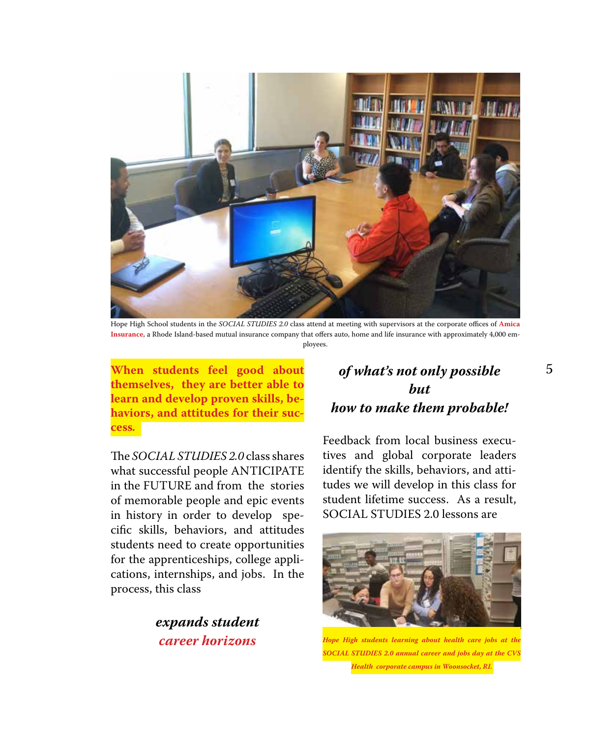Hope High School students in the *SOCIAL STUDIES 2.0* class attend at meeting with supervisors at the corporate offices of **Amica Insurance**, a Rhode Island-based mutual insurance company that offers auto, home and life insurance with approximately 4,000 employees.

**When students feel good about themselves, they are better able to learn and develop proven skills, behaviors, and attitudes for their success.**

The *SOCIAL STUDIES 2.0* class shares what successful people ANTICIPATE in the FUTURE and from the stories of memorable people and epic events in history in order to develop specific skills, behaviors, and attitudes students need to create opportunities for the apprenticeships, college applications, internships, and jobs. In the process, this class

***expands student career horizons***

***of what's not only possible but how to make them probable!***

Feedback from local business executives and global corporate leaders identify the skills, behaviors, and attitudes we will develop in this class for student lifetime success. As a result, SOCIAL STUDIES 2.0 lessons are

*Hope High students learning about health care jobs at the SOCIAL STUDIES 2.0 annual career and jobs day at the CVS Health corporate campus in Woonsocket, RI.*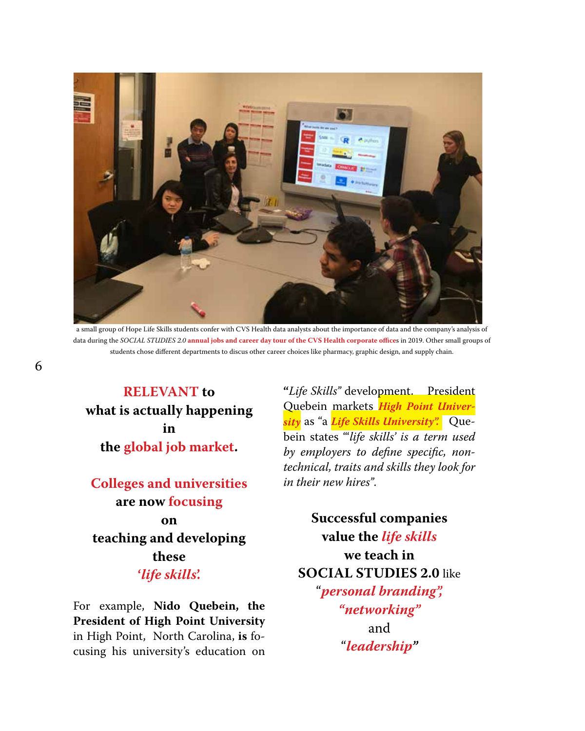a small group of Hope Life Skills students confer with CVS Health data analysts about the importance of data and the company's analysis of data during the *SOCIAL STUDIES 2.0* **annual jobs and career day tour of the CVS Health corporate offices** in 2019. Other small groups of students chose different departments to discus other career choices like pharmacy, graphic design, and supply chain.

**RELEVANT to**
**what is actually happening**
**in**
**the global job market.**

**Colleges and universities**
**are now focusing**
**on**
**teaching and developing**
**these**
***'life skills'.***

For example, **Nido Quebein, the President of High Point University** in High Point, North Carolina, **is** focusing his university's education on "*Life Skills*" development. President Quebein markets ***High Point University*** as "a ***Life Skills University".*** Quebein states *"'life skills' is a term used by employers to define specific, non-technical, traits and skills they look for in their new hires".*

**Successful companies**
**value the *life skills***
**we teach in**
**SOCIAL STUDIES 2.0** like
***"personal branding",***
***"networking"***
and
***"leadership"***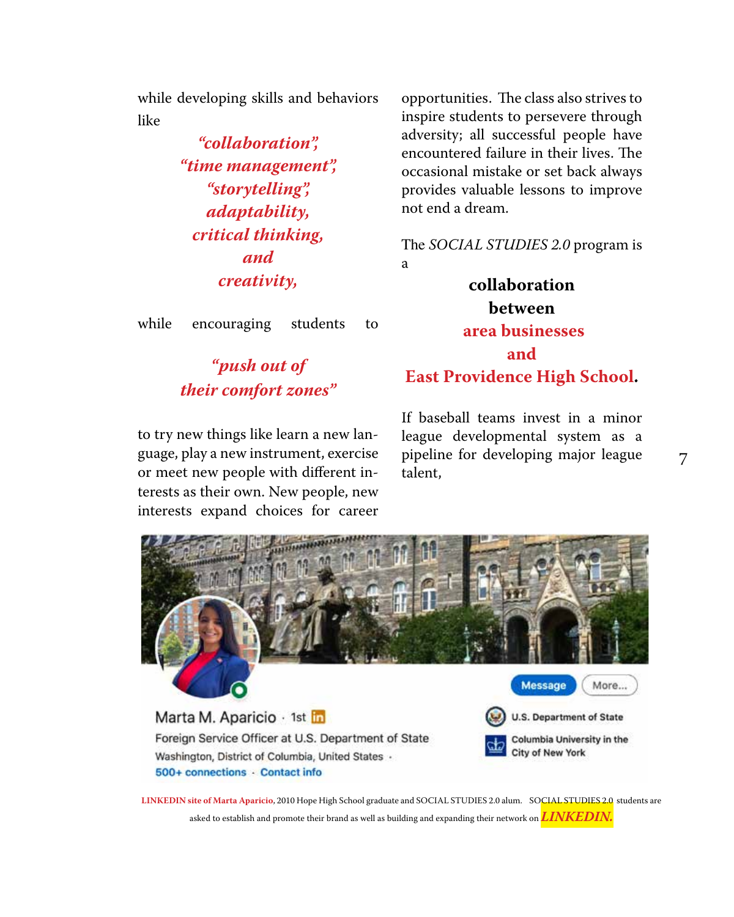while developing skills and behaviors like

***"collaboration",***
***"time management",***
***"storytelling",***
***adaptability,***
***critical thinking,***
***and***
***creativity,***

while encouraging students to

***"push out of their comfort zones"***

to try new things like learn a new language, play a new instrument, exercise or meet new people with different interests as their own. New people, new interests expand choices for career opportunities. The class also strives to inspire students to persevere through adversity; all successful people have encountered failure in their lives. The occasional mistake or set back always provides valuable lessons to improve not end a dream.

The *SOCIAL STUDIES 2.0* program is a

**collaboration between area businesses and East Providence High School.**

If baseball teams invest in a minor league developmental system as a pipeline for developing major league talent,

Marta M. Aparicio · 1st
Foreign Service Officer at U.S. Department of State
Washington, District of Columbia, United States ·
500+ connections · Contact info
Message More...
U.S. Department of State
Columbia University in the City of New York

**LINKEDIN site of Marta Aparicio**, 2010 Hope High School graduate and SOCIAL STUDIES 2.0 alum. SOCIAL STUDIES 2.0 students are asked to establish and promote their brand as well as building and expanding their network on ***LINKEDIN.***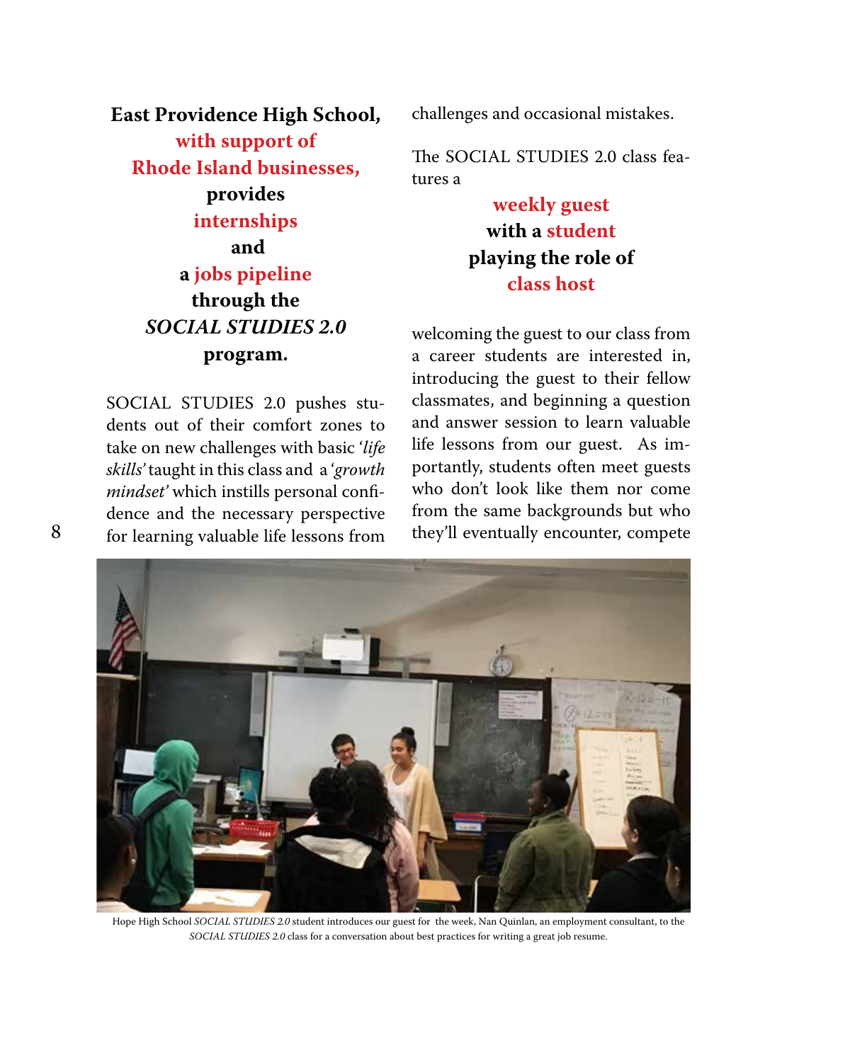**East Providence High School, with support of Rhode Island businesses, provides internships and a jobs pipeline through the *SOCIAL STUDIES 2.0* program.**

SOCIAL STUDIES 2.0 pushes students out of their comfort zones to take on new challenges with basic '*life skills'* taught in this class and a '*growth mindset'* which instills personal confidence and the necessary perspective for learning valuable life lessons from challenges and occasional mistakes.

The SOCIAL STUDIES 2.0 class features a

**weekly guest with a student playing the role of class host**

welcoming the guest to our class from a career students are interested in, introducing the guest to their fellow classmates, and beginning a question and answer session to learn valuable life lessons from our guest. As importantly, students often meet guests who don't look like them nor come from the same backgrounds but who they'll eventually encounter, compete

Hope High School *SOCIAL STUDIES 2.0* student introduces our guest for the week, Nan Quinlan, an employment consultant, to the *SOCIAL STUDIES 2.0* class for a conversation about best practices for writing a great job resume.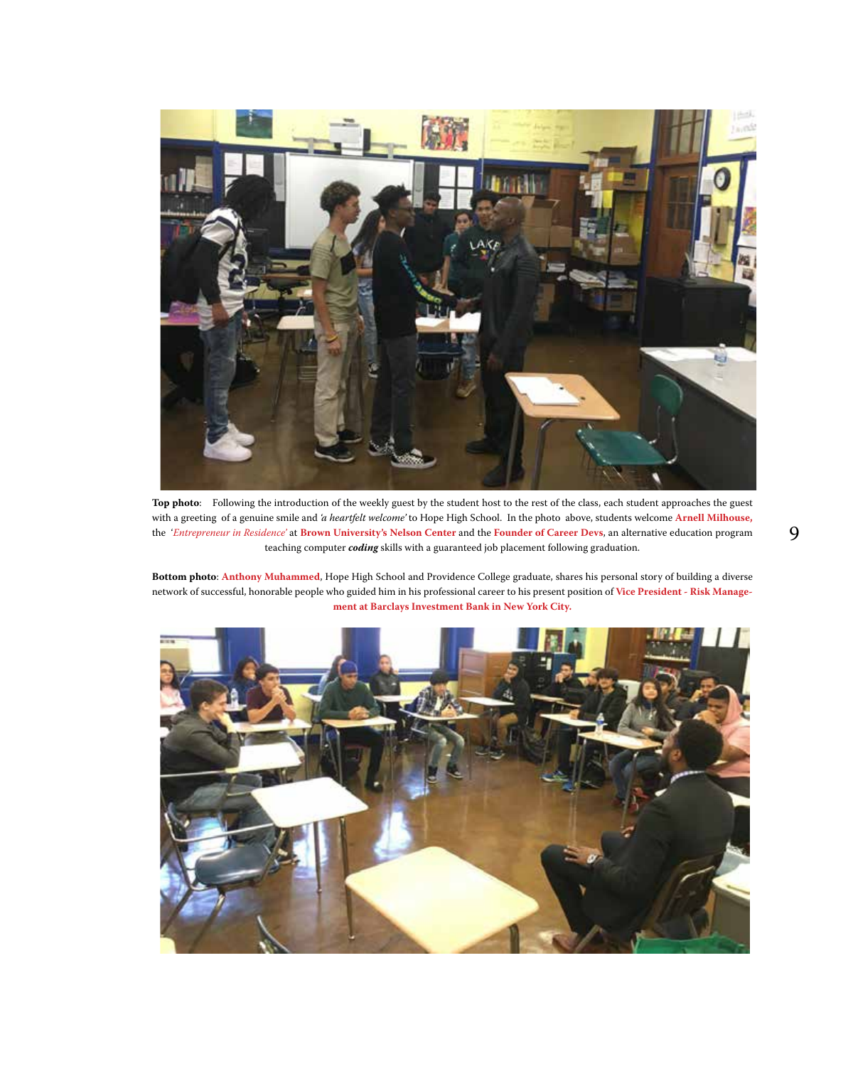**Top photo**: Following the introduction of the weekly guest by the student host to the rest of the class, each student approaches the guest with a greeting of a genuine smile and *'a heartfelt welcome'* to Hope High School. In the photo above, students welcome **Arnell Milhouse,** the *'Entrepreneur in Residence'* at **Brown University's Nelson Center** and the **Founder of Career Devs**, an alternative education program teaching computer ***coding*** skills with a guaranteed job placement following graduation.

**Bottom photo**: **Anthony Muhammed**, Hope High School and Providence College graduate, shares his personal story of building a diverse network of successful, honorable people who guided him in his professional career to his present position of **Vice President - Risk Management at Barclays Investment Bank in New York City.**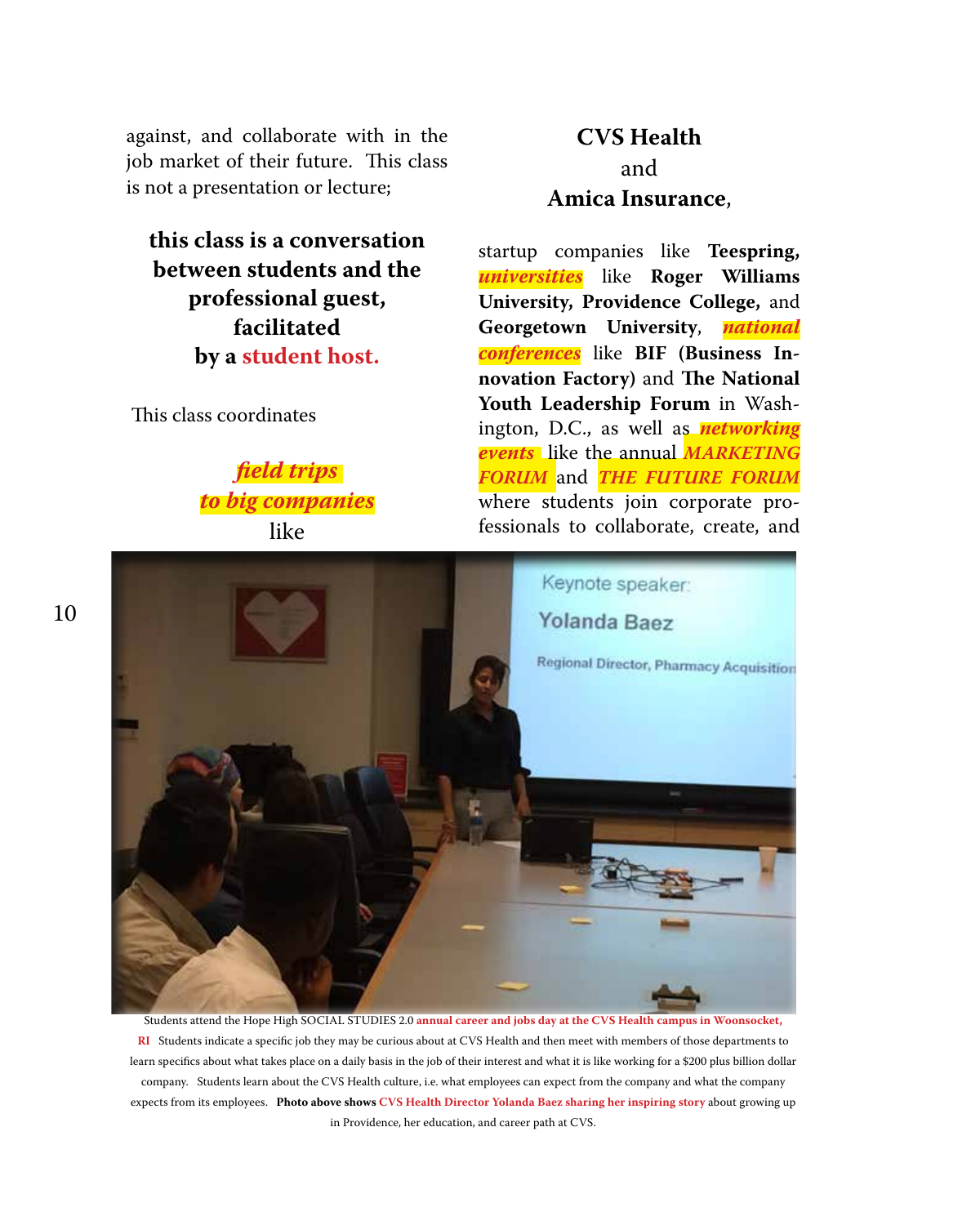against, and collaborate with in the job market of their future. This class is not a presentation or lecture;

**this class is a conversation between students and the professional guest, facilitated by a student host.**

This class coordinates

***field trips to big companies***

like

**CVS Health**

and

**Amica Insurance**,

startup companies like **Teespring,** ***universities*** like **Roger Williams University, Providence College,** and **Georgetown University**, ***national conferences*** like **BIF (Business Innovation Factory)** and **The National Youth Leadership Forum** in Washington, D.C., as well as ***networking events*** like the annual ***MARKETING FORUM*** and ***THE FUTURE FORUM*** where students join corporate professionals to collaborate, create, and

Students attend the Hope High SOCIAL STUDIES 2.0 **annual career and jobs day at the CVS Health campus in Woonsocket, RI** Students indicate a specific job they may be curious about at CVS Health and then meet with members of those departments to learn specifics about what takes place on a daily basis in the job of their interest and what it is like working for a $200 plus billion dollar company. Students learn about the CVS Health culture, i.e. what employees can expect from the company and what the company expects from its employees. **Photo above shows CVS Health Director Yolanda Baez sharing her inspiring story** about growing up in Providence, her education, and career path at CVS.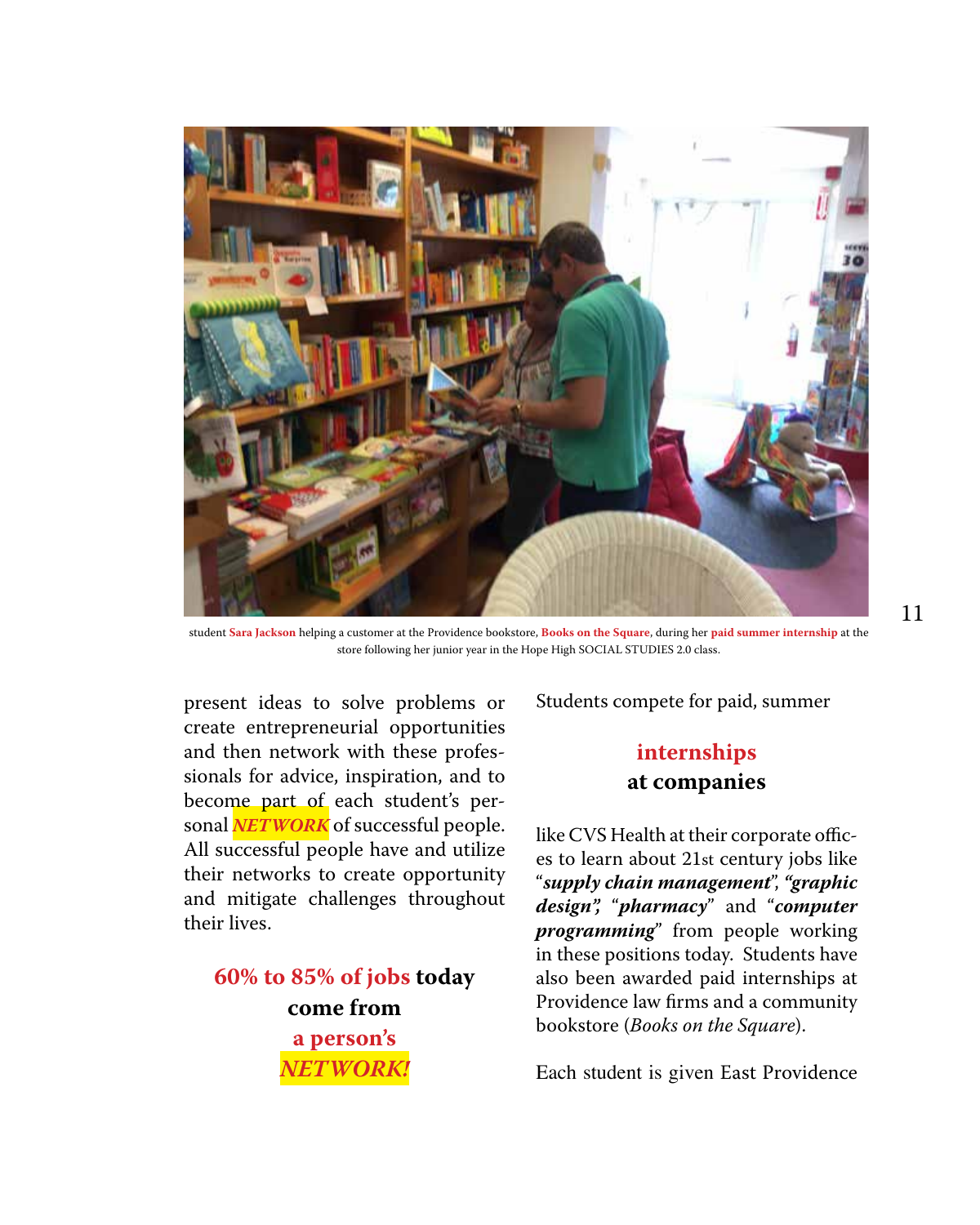student **Sara Jackson** helping a customer at the Providence bookstore, **Books on the Square**, during her **paid summer internship** at the store following her junior year in the Hope High SOCIAL STUDIES 2.0 class.

present ideas to solve problems or create entrepreneurial opportunities and then network with these professionals for advice, inspiration, and to become part of each student's personal ***NETWORK*** of successful people. All successful people have and utilize their networks to create opportunity and mitigate challenges throughout their lives.

**60% to 85% of jobs today come from a person's *NETWORK!***

Students compete for paid, summer

**internships at companies**

like CVS Health at their corporate offices to learn about 21st century jobs like "***supply chain management***", "***graphic design***", "***pharmacy***" and "***computer programming***" from people working in these positions today. Students have also been awarded paid internships at Providence law firms and a community bookstore (*Books on the Square*).

Each student is given East Providence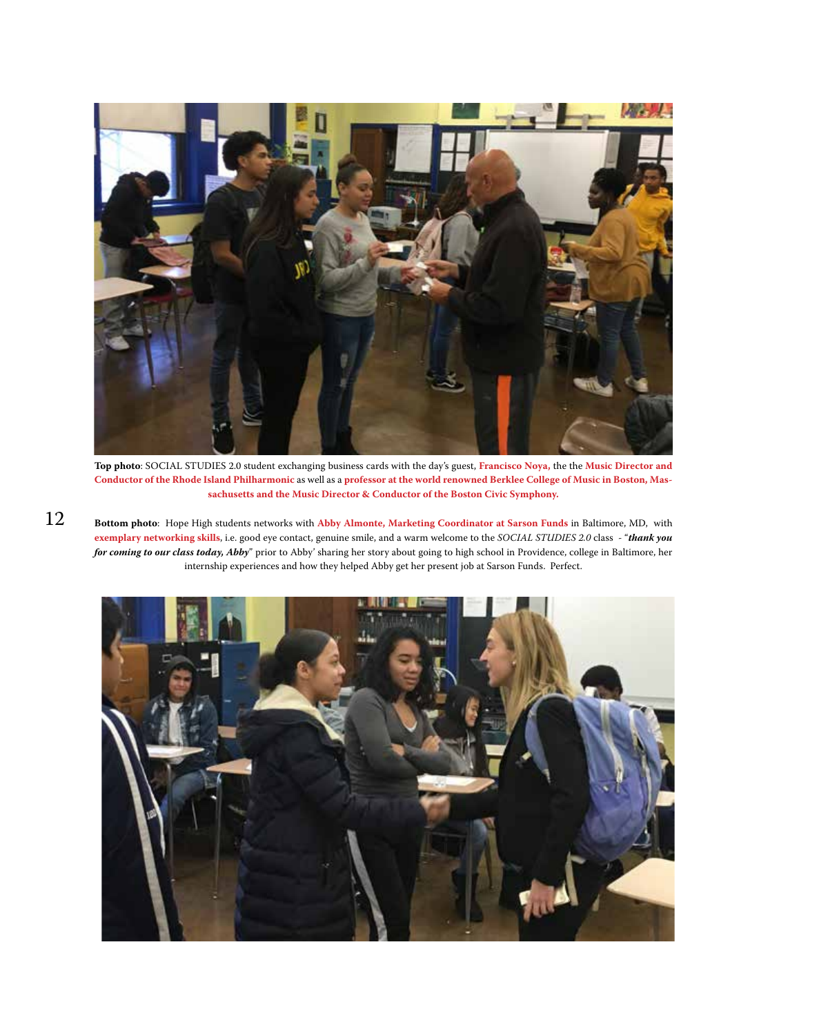**Top photo**: SOCIAL STUDIES 2.0 student exchanging business cards with the day's guest, **Francisco Noya,** the the **Music Director and Conductor of the Rhode Island Philharmonic** as well as a **professor at the world renowned Berklee College of Music in Boston, Massachusetts and the Music Director & Conductor of the Boston Civic Symphony.**

**Bottom photo**: Hope High students networks with **Abby Almonte, Marketing Coordinator at Sarson Funds** in Baltimore, MD, with **exemplary networking skills**, i.e. good eye contact, genuine smile, and a warm welcome to the *SOCIAL STUDIES 2.0* class - "***thank you for coming to our class today, Abby***" prior to Abby' sharing her story about going to high school in Providence, college in Baltimore, her internship experiences and how they helped Abby get her present job at Sarson Funds. Perfect.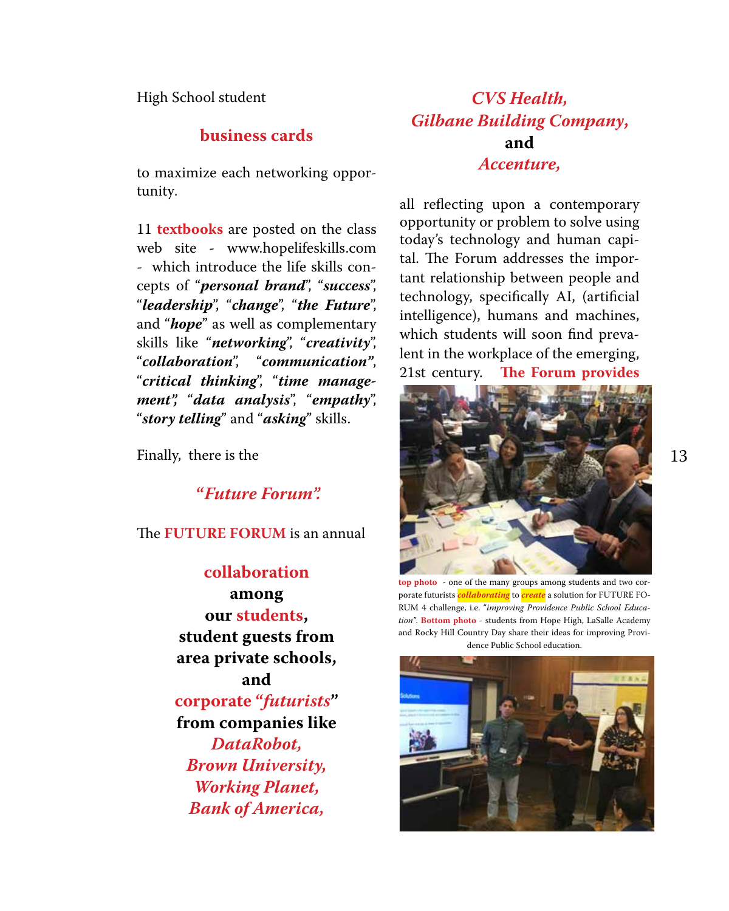High School student

**business cards**

to maximize each networking opportunity.

11 **textbooks** are posted on the class web site - www.hopelifeskills.com - which introduce the life skills concepts of "***personal brand***", "***success***", "***leadership***", "***change***", "***the Future***", and "***hope***" as well as complementary skills like "***networking***", "***creativity***", "***collaboration***", "***communication***", "***critical thinking***", "***time management***", "***data analysis***", "***empathy***", "***story telling***" and "***asking***" skills.

Finally, there is the

***"Future Forum".***

The **FUTURE FORUM** is an annual

**collaboration**
**among**
**our students,**
**student guests from area private schools,**
**and**
**corporate "*futurists*"**
**from companies like**
***DataRobot,***
***Brown University,***
***Working Planet,***
***Bank of America,***
***CVS Health,***
***Gilbane Building Company,***
**and**
***Accenture,***

all reflecting upon a contemporary opportunity or problem to solve using today's technology and human capital. The Forum addresses the important relationship between people and technology, specifically AI, (artificial intelligence), humans and machines, which students will soon find prevalent in the workplace of the emerging, 21st century. **The Forum provides**

**top photo** - one of the many groups among students and two corporate futurists ***collaborating*** to ***create*** a solution for FUTURE FORUM 4 challenge, i.e. *"improving Providence Public School Education"*. **Bottom photo** - students from Hope High, LaSalle Academy and Rocky Hill Country Day share their ideas for improving Providence Public School education.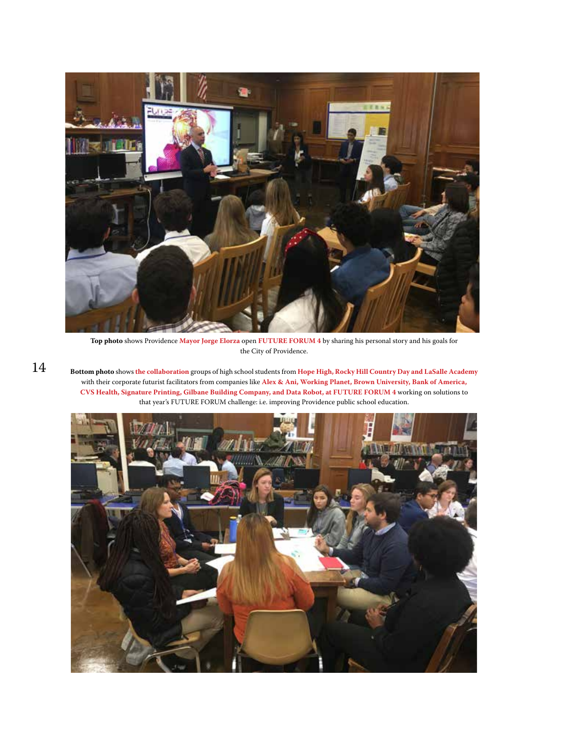**Top photo** shows Providence **Mayor Jorge Elorza** open **FUTURE FORUM 4** by sharing his personal story and his goals for the City of Providence.

**Bottom photo** shows **the collaboration** groups of high school students from **Hope High, Rocky Hill Country Day and LaSalle Academy** with their corporate futurist facilitators from companies like **Alex & Ani, Working Planet, Brown University, Bank of America, CVS Health, Signature Printing, Gilbane Building Company, and Data Robot, at FUTURE FORUM 4** working on solutions to that year's FUTURE FORUM challenge: i.e. improving Providence public school education.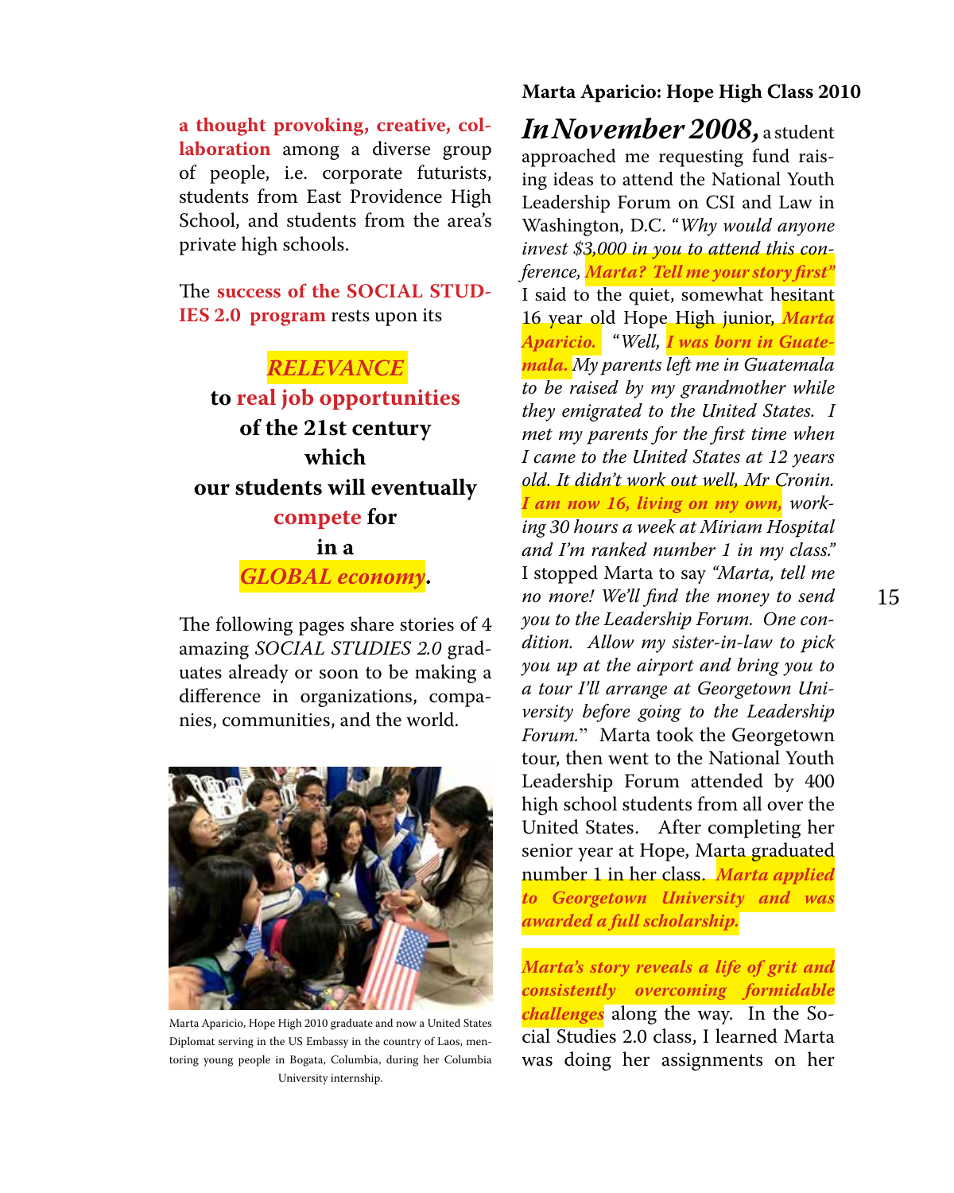**a thought provoking, creative, collaboration** among a diverse group of people, i.e. corporate futurists, students from East Providence High School, and students from the area's private high schools.

The **success of the SOCIAL STUDIES 2.0 program** rests upon its

***RELEVANCE***
**to real job opportunities**
**of the 21st century**
**which**
**our students will eventually**
**compete for**
**in a**
***GLOBAL economy*.**

The following pages share stories of 4 amazing *SOCIAL STUDIES 2.0* graduates already or soon to be making a difference in organizations, companies, communities, and the world.

Marta Aparicio, Hope High 2010 graduate and now a United States Diplomat serving in the US Embassy in the country of Laos, mentoring young people in Bogata, Columbia, during her Columbia University internship.

### Marta Aparicio: Hope High Class 2010

***In November 2008,*** a student approached me requesting fund raising ideas to attend the National Youth Leadership Forum on CSI and Law in Washington, D.C. "*Why would anyone invest $3,000 in you to attend this conference, **Marta? Tell me your story first"*** I said to the quiet, somewhat hesitant 16 year old Hope High junior, ***Marta Aparicio.*** "*Well, **I was born in Guatemala.** My parents left me in Guatemala to be raised by my grandmother while they emigrated to the United States. I met my parents for the first time when I came to the United States at 12 years old. It didn't work out well, Mr Cronin. **I am now 16, living on my own,** working 30 hours a week at Miriam Hospital and I'm ranked number 1 in my class."* I stopped Marta to say *"Marta, tell me no more! We'll find the money to send you to the Leadership Forum. One condition. Allow my sister-in-law to pick you up at the airport and bring you to a tour I'll arrange at Georgetown University before going to the Leadership Forum.*" Marta took the Georgetown tour, then went to the National Youth Leadership Forum attended by 400 high school students from all over the United States. After completing her senior year at Hope, Marta graduated number 1 in her class. ***Marta applied to Georgetown University and was awarded a full scholarship.***

***Marta's story reveals a life of grit and consistently overcoming formidable challenges*** along the way. In the Social Studies 2.0 class, I learned Marta was doing her assignments on her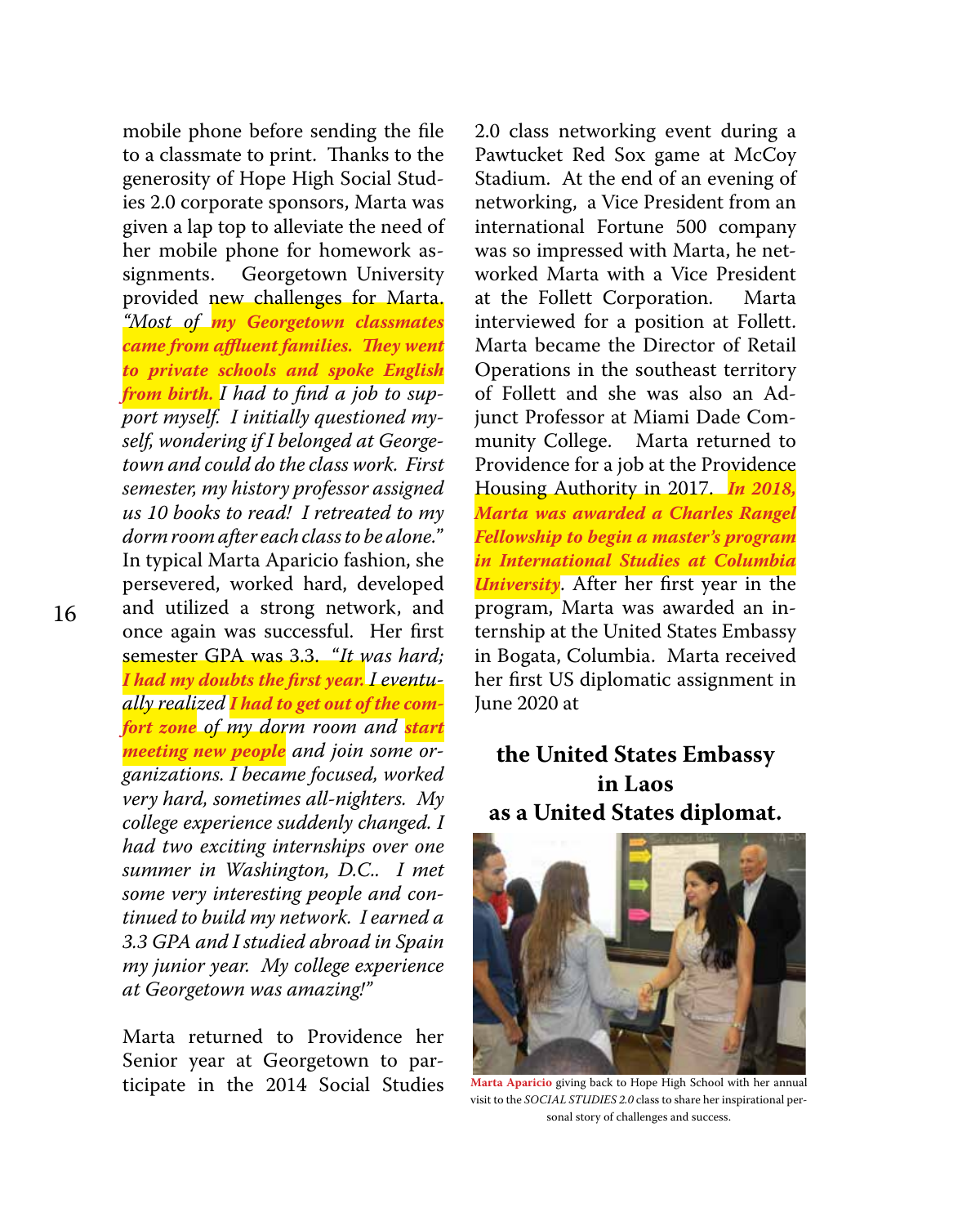mobile phone before sending the file to a classmate to print. Thanks to the generosity of Hope High Social Studies 2.0 corporate sponsors, Marta was given a lap top to alleviate the need of her mobile phone for homework assignments. Georgetown University provided new challenges for Marta. *"Most of* ***my Georgetown classmates came from affluent families. They went to private schools and spoke English from birth.*** *I had to find a job to support myself. I initially questioned myself, wondering if I belonged at Georgetown and could do the class work. First semester, my history professor assigned us 10 books to read! I retreated to my dorm room after each class to be alone."* In typical Marta Aparicio fashion, she persevered, worked hard, developed and utilized a strong network, and once again was successful. Her first semester GPA was 3.3. *"It was hard;* ***I had my doubts the first year.*** *I eventually realized* ***I had to get out of the comfort zone*** *of my dorm room and* ***start meeting new people*** *and join some organizations. I became focused, worked very hard, sometimes all-nighters. My college experience suddenly changed. I had two exciting internships over one summer in Washington, D.C.. I met some very interesting people and continued to build my network. I earned a 3.3 GPA and I studied abroad in Spain my junior year. My college experience at Georgetown was amazing!"*

Marta returned to Providence her Senior year at Georgetown to participate in the 2014 Social Studies 2.0 class networking event during a Pawtucket Red Sox game at McCoy Stadium. At the end of an evening of networking, a Vice President from an international Fortune 500 company was so impressed with Marta, he networked Marta with a Vice President at the Follett Corporation. Marta interviewed for a position at Follett. Marta became the Director of Retail Operations in the southeast territory of Follett and she was also an Adjunct Professor at Miami Dade Community College. Marta returned to Providence for a job at the Providence Housing Authority in 2017. ***In 2018, Marta was awarded a Charles Rangel Fellowship to begin a master's program in International Studies at Columbia University***. After her first year in the program, Marta was awarded an internship at the United States Embassy in Bogata, Columbia. Marta received her first US diplomatic assignment in June 2020 at

**the United States Embassy in Laos as a United States diplomat.**

**Marta Aparicio** giving back to Hope High School with her annual visit to the *SOCIAL STUDIES 2.0* class to share her inspirational personal story of challenges and success.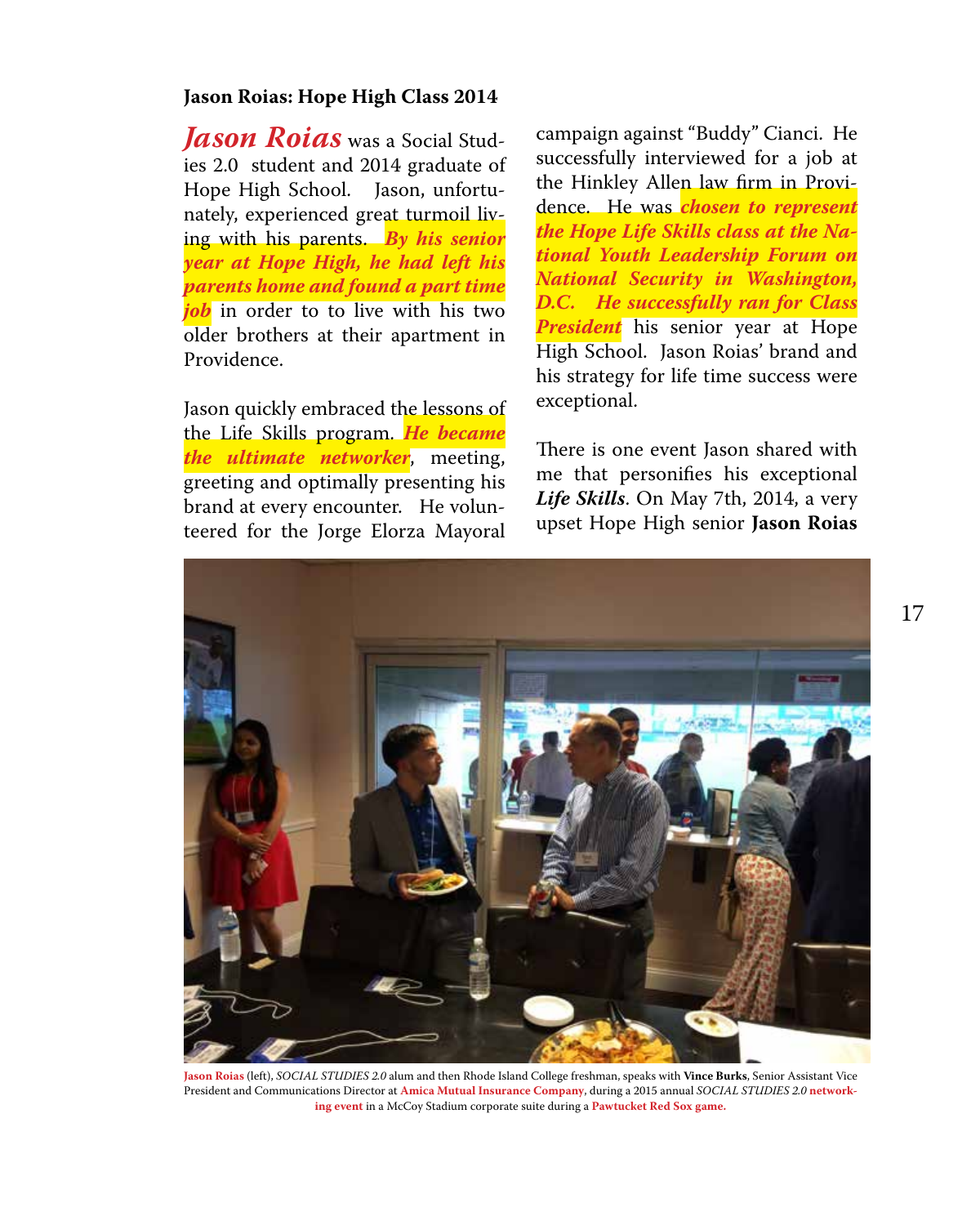**Jason Roias: Hope High Class 2014**

***Jason Roias*** was a Social Studies 2.0 student and 2014 graduate of Hope High School. Jason, unfortunately, experienced great turmoil living with his parents. ***By his senior year at Hope High, he had left his parents home and found a part time job*** in order to to live with his two older brothers at their apartment in Providence.

Jason quickly embraced the lessons of the Life Skills program. ***He became the ultimate networker***, meeting, greeting and optimally presenting his brand at every encounter. He volunteered for the Jorge Elorza Mayoral campaign against "Buddy" Cianci. He successfully interviewed for a job at the Hinkley Allen law firm in Providence. He was ***chosen to represent the Hope Life Skills class at the National Youth Leadership Forum on National Security in Washington, D.C. He successfully ran for Class President*** his senior year at Hope High School. Jason Roias' brand and his strategy for life time success were exceptional.

There is one event Jason shared with me that personifies his exceptional ***Life Skills***. On May 7th, 2014, a very upset Hope High senior **Jason Roias**

**Jason Roias** (left), *SOCIAL STUDIES 2.0* alum and then Rhode Island College freshman, speaks with **Vince Burks**, Senior Assistant Vice President and Communications Director at **Amica Mutual Insurance Company**, during a 2015 annual *SOCIAL STUDIES 2.0* **networking event** in a McCoy Stadium corporate suite during a **Pawtucket Red Sox game.**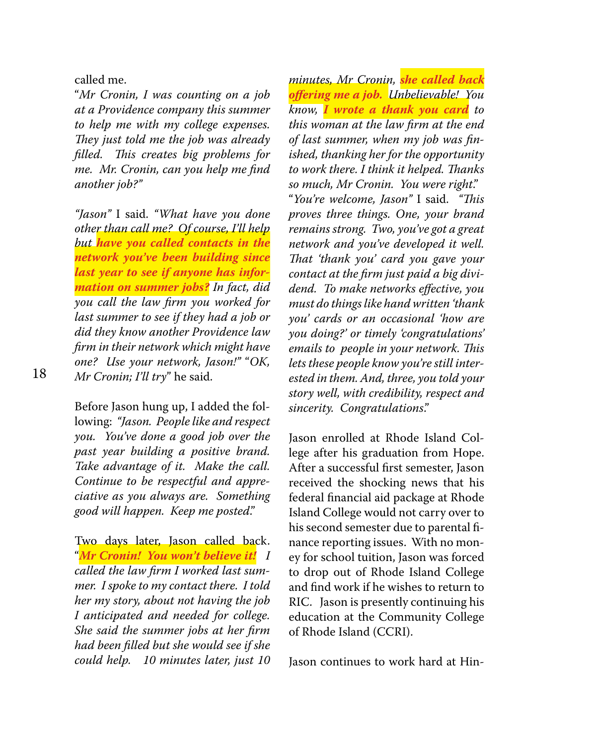called me.

"*Mr Cronin, I was counting on a job at a Providence company this summer to help me with my college expenses. They just told me the job was already filled. This creates big problems for me. Mr. Cronin, can you help me find another job?"*

*"Jason"* I said. *"What have you done other than call me? Of course, I'll help but* ***have you called contacts in the network you've been building since last year to see if anyone has information on summer jobs?*** *In fact, did you call the law firm you worked for last summer to see if they had a job or did they know another Providence law firm in their network which might have one? Use your network, Jason!"* "*OK, Mr Cronin; I'll try*" he said.

Before Jason hung up, I added the following: *"Jason. People like and respect you. You've done a good job over the past year building a positive brand. Take advantage of it. Make the call. Continue to be respectful and appreciative as you always are. Something good will happen. Keep me posted."*

Two days later, Jason called back. "***Mr Cronin! You won't believe it!*** *I called the law firm I worked last summer. I spoke to my contact there. I told her my story, about not having the job I anticipated and needed for college. She said the summer jobs at her firm had been filled but she would see if she could help. 10 minutes later, just 10 minutes, Mr Cronin,* ***she called back offering me a job.*** *Unbelievable! You know,* ***I wrote a thank you card*** *to this woman at the law firm at the end of last summer, when my job was finished, thanking her for the opportunity to work there. I think it helped. Thanks so much, Mr Cronin. You were right."*

"*You're welcome, Jason*" I said. *"This proves three things. One, your brand remains strong. Two, you've got a great network and you've developed it well. That 'thank you' card you gave your contact at the firm just paid a big dividend. To make networks effective, you must do things like hand written 'thank you' cards or an occasional 'how are you doing?' or timely 'congratulations' emails to people in your network. This lets these people know you're still interested in them. And, three, you told your story well, with credibility, respect and sincerity. Congratulations."*

Jason enrolled at Rhode Island College after his graduation from Hope. After a successful first semester, Jason received the shocking news that his federal financial aid package at Rhode Island College would not carry over to his second semester due to parental finance reporting issues. With no money for school tuition, Jason was forced to drop out of Rhode Island College and find work if he wishes to return to RIC. Jason is presently continuing his education at the Community College of Rhode Island (CCRI).

Jason continues to work hard at Hin-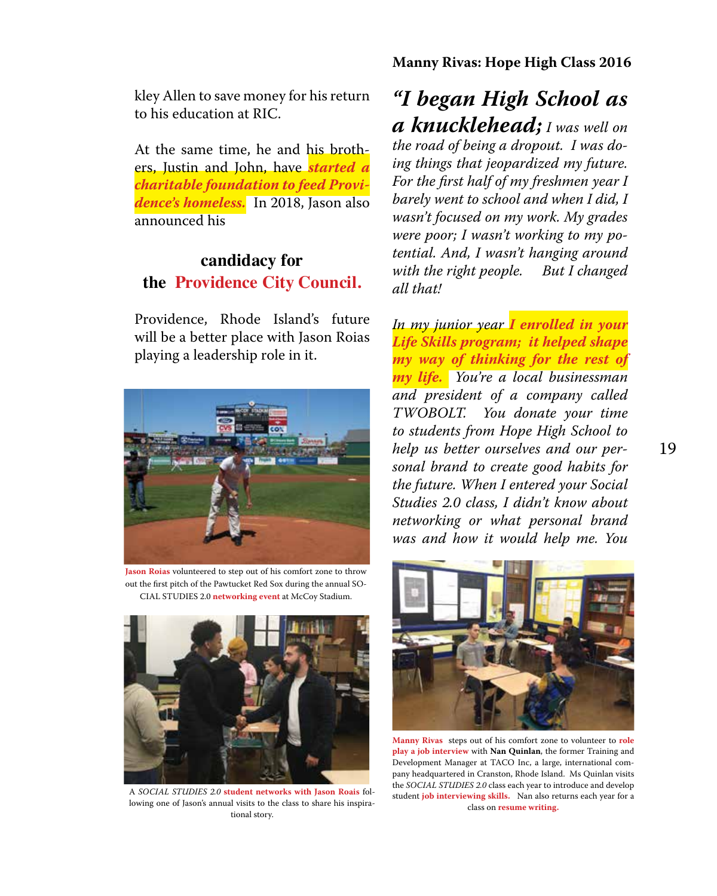kley Allen to save money for his return to his education at RIC.

At the same time, he and his brothers, Justin and John, have ***started a charitable foundation to feed Providence's homeless.*** In 2018, Jason also announced his

**candidacy for the Providence City Council.**

Providence, Rhode Island's future will be a better place with Jason Roias playing a leadership role in it.

**Jason Roias** volunteered to step out of his comfort zone to throw out the first pitch of the Pawtucket Red Sox during the annual SOCIAL STUDIES 2.0 **networking event** at McCoy Stadium.

A *SOCIAL STUDIES 2.0* **student networks with Jason Roais** following one of Jason's annual visits to the class to share his inspirational story.

**Manny Rivas: Hope High Class 2016**

***"I began High School as a knucklehead;*** *I was well on the road of being a dropout. I was doing things that jeopardized my future. For the first half of my freshmen year I barely went to school and when I did, I wasn't focused on my work. My grades were poor; I wasn't working to my potential. And, I wasn't hanging around with the right people. But I changed all that!*

*In my junior year* ***I enrolled in your Life Skills program; it helped shape my way of thinking for the rest of my life.*** *You're a local businessman and president of a company called TWOBOLT. You donate your time to students from Hope High School to help us better ourselves and our personal brand to create good habits for the future. When I entered your Social Studies 2.0 class, I didn't know about networking or what personal brand was and how it would help me. You*

**Manny Rivas** steps out of his comfort zone to volunteer to **role play a job interview** with **Nan Quinlan**, the former Training and Development Manager at TACO Inc, a large, international company headquartered in Cranston, Rhode Island. Ms Quinlan visits the *SOCIAL STUDIES 2.0* class each year to introduce and develop student **job interviewing skills.** Nan also returns each year for a class on **resume writing.**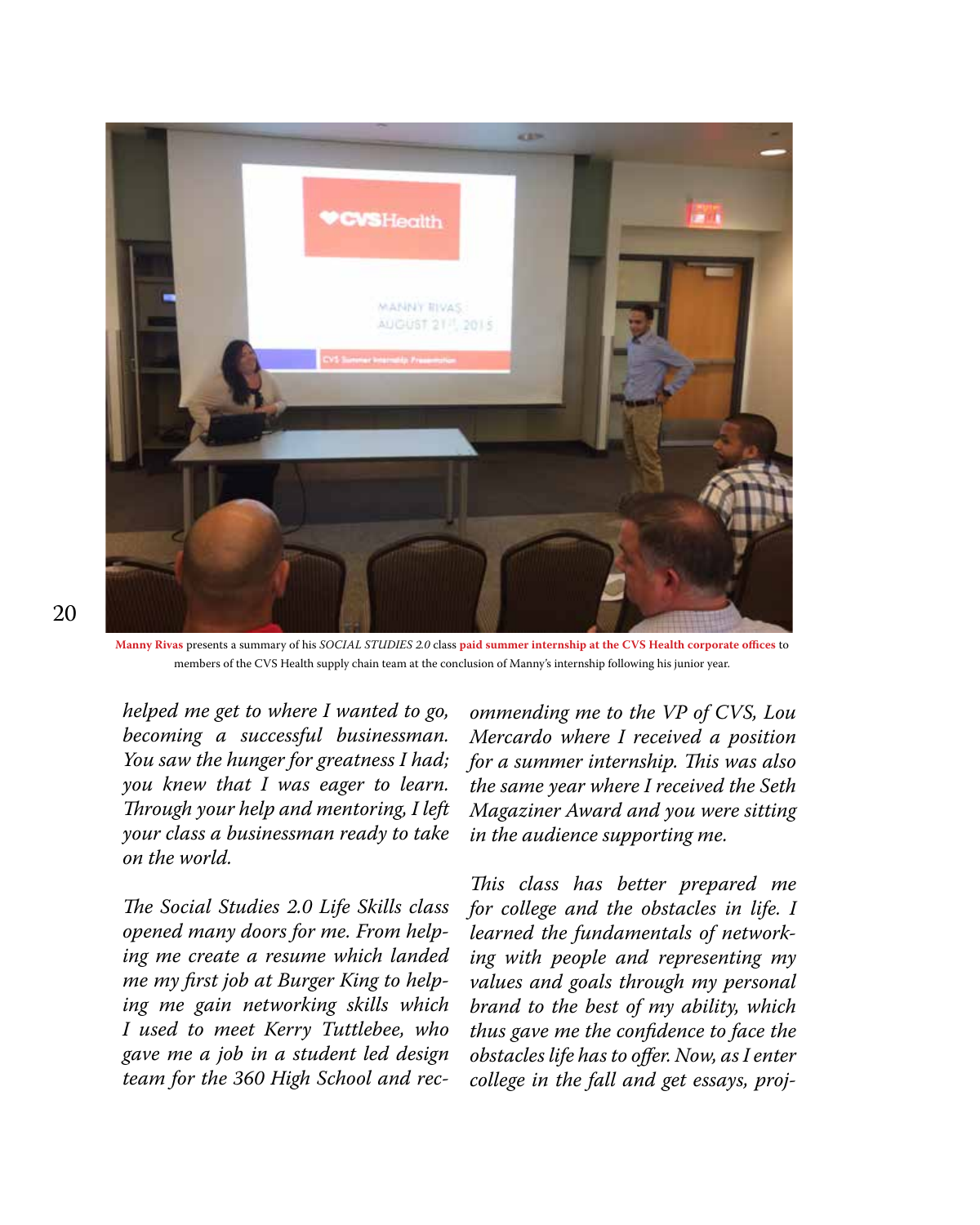**Manny Rivas** presents a summary of his *SOCIAL STUDIES 2.0* class **paid summer internship at the CVS Health corporate offices** to members of the CVS Health supply chain team at the conclusion of Manny's internship following his junior year.

*helped me get to where I wanted to go, becoming a successful businessman. You saw the hunger for greatness I had; you knew that I was eager to learn. Through your help and mentoring, I left your class a businessman ready to take on the world.*

*The Social Studies 2.0 Life Skills class opened many doors for me. From helping me create a resume which landed me my first job at Burger King to helping me gain networking skills which I used to meet Kerry Tuttlebee, who gave me a job in a student led design team for the 360 High School and recommending me to the VP of CVS, Lou Mercardo where I received a position for a summer internship. This was also the same year where I received the Seth Magaziner Award and you were sitting in the audience supporting me.*

*This class has better prepared me for college and the obstacles in life. I learned the fundamentals of networking with people and representing my values and goals through my personal brand to the best of my ability, which thus gave me the confidence to face the obstacles life has to offer. Now, as I enter college in the fall and get essays, proj-*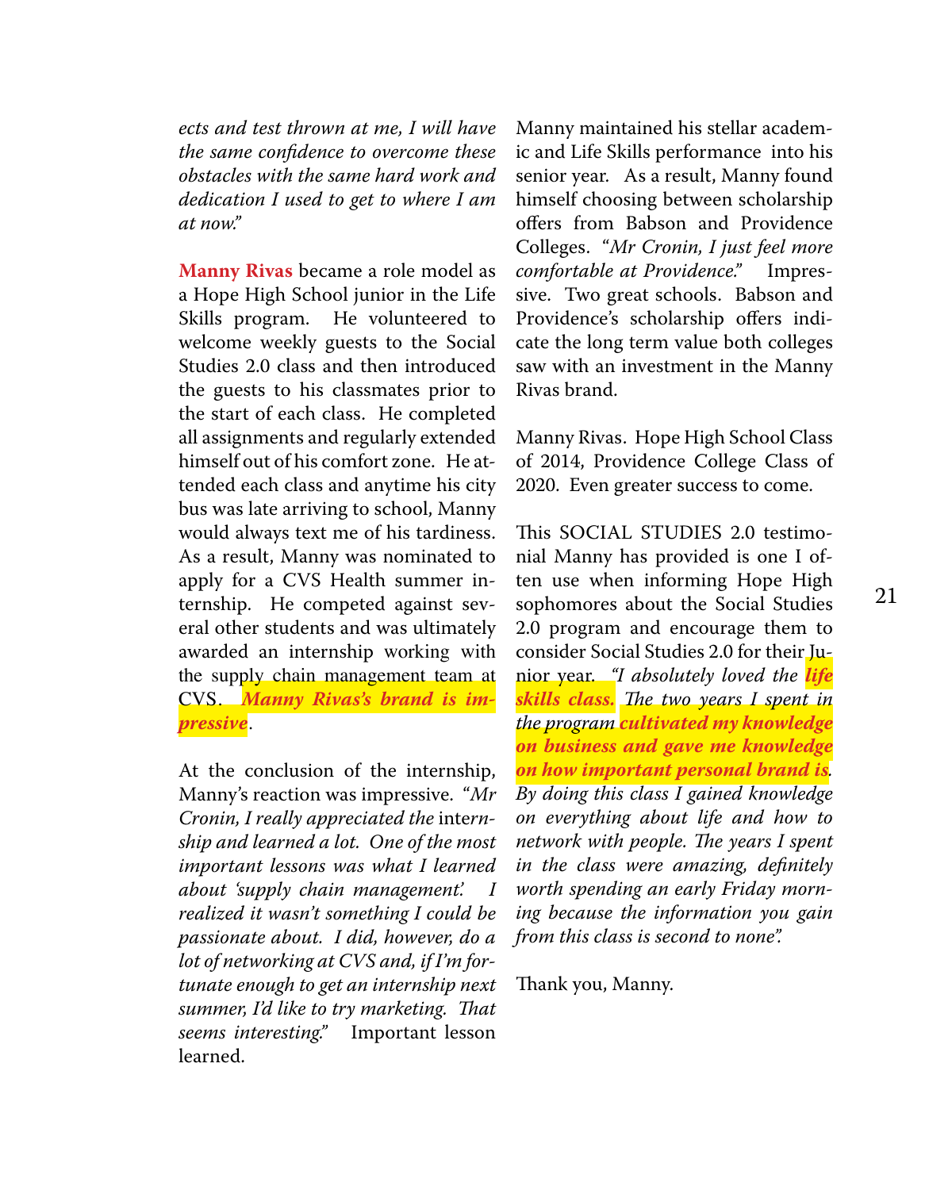*ects and test thrown at me, I will have the same confidence to overcome these obstacles with the same hard work and dedication I used to get to where I am at now."*

**Manny Rivas** became a role model as a Hope High School junior in the Life Skills program. He volunteered to welcome weekly guests to the Social Studies 2.0 class and then introduced the guests to his classmates prior to the start of each class. He completed all assignments and regularly extended himself out of his comfort zone. He attended each class and anytime his city bus was late arriving to school, Manny would always text me of his tardiness. As a result, Manny was nominated to apply for a CVS Health summer internship. He competed against several other students and was ultimately awarded an internship working with the supply chain management team at CVS. ***Manny Rivas's brand is impressive***.

At the conclusion of the internship, Manny's reaction was impressive. *"Mr Cronin, I really appreciated the* internship *and learned a lot. One of the most important lessons was what I learned about 'supply chain management'. I realized it wasn't something I could be passionate about. I did, however, do a lot of networking at CVS and, if I'm fortunate enough to get an internship next summer, I'd like to try marketing. That seems interesting."* Important lesson learned.

Manny maintained his stellar academic and Life Skills performance into his senior year. As a result, Manny found himself choosing between scholarship offers from Babson and Providence Colleges. *"Mr Cronin, I just feel more comfortable at Providence."* Impressive. Two great schools. Babson and Providence's scholarship offers indicate the long term value both colleges saw with an investment in the Manny Rivas brand.

Manny Rivas. Hope High School Class of 2014, Providence College Class of 2020. Even greater success to come.

This SOCIAL STUDIES 2.0 testimonial Manny has provided is one I often use when informing Hope High sophomores about the Social Studies 2.0 program and encourage them to consider Social Studies 2.0 for their Junior year. *"I absolutely loved the **life skills class.** The two years I spent in the program **cultivated my knowledge on business and gave me knowledge on how important personal brand is**. By doing this class I gained knowledge on everything about life and how to network with people. The years I spent in the class were amazing, definitely worth spending an early Friday morning because the information you gain from this class is second to none".*

Thank you, Manny.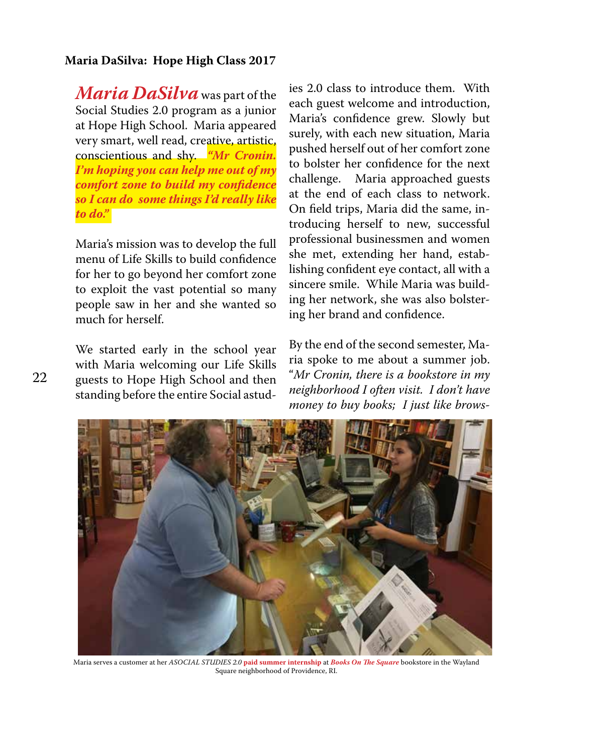**Maria DaSilva: Hope High Class 2017**

***Maria DaSilva*** was part of the Social Studies 2.0 program as a junior at Hope High School. Maria appeared very smart, well read, creative, artistic, conscientious and shy. ***"Mr Cronin. I'm hoping you can help me out of my comfort zone to build my confidence so I can do some things I'd really like to do."***

Maria's mission was to develop the full menu of Life Skills to build confidence for her to go beyond her comfort zone to exploit the vast potential so many people saw in her and she wanted so much for herself.

We started early in the school year with Maria welcoming our Life Skills guests to Hope High School and then standing before the entire Social astudies 2.0 class to introduce them. With each guest welcome and introduction, Maria's confidence grew. Slowly but surely, with each new situation, Maria pushed herself out of her comfort zone to bolster her confidence for the next challenge. Maria approached guests at the end of each class to network. On field trips, Maria did the same, introducing herself to new, successful professional businessmen and women she met, extending her hand, establishing confident eye contact, all with a sincere smile. While Maria was building her network, she was also bolstering her brand and confidence.

By the end of the second semester, Maria spoke to me about a summer job. "*Mr Cronin, there is a bookstore in my neighborhood I often visit. I don't have money to buy books; I just like brows-*

Maria serves a customer at her *ASOCIAL STUDIES 2.0* **paid summer internship** at ***Books On The Square*** bookstore in the Wayland Square neighborhood of Providence, RI.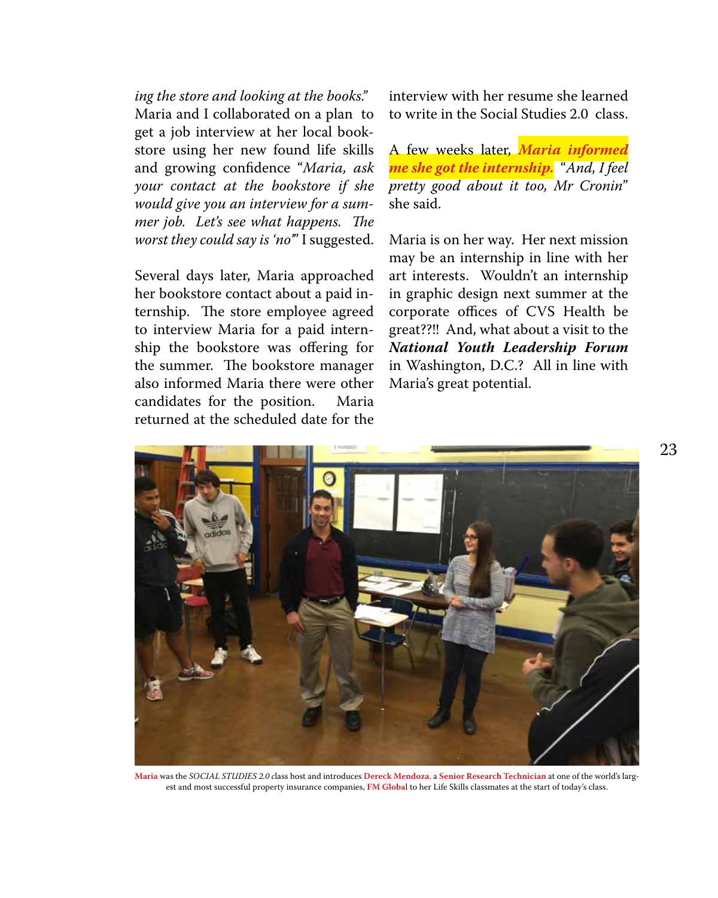*ing the store and looking at the books."* Maria and I collaborated on a plan to get a job interview at her local bookstore using her new found life skills and growing confidence *"Maria, ask your contact at the bookstore if she would give you an interview for a summer job. Let's see what happens. The worst they could say is 'no'"* I suggested.

Several days later, Maria approached her bookstore contact about a paid internship. The store employee agreed to interview Maria for a paid internship the bookstore was offering for the summer. The bookstore manager also informed Maria there were other candidates for the position. Maria returned at the scheduled date for the interview with her resume she learned to write in the Social Studies 2.0 class.

A few weeks later, ***Maria informed me she got the internship.*** *"And, I feel pretty good about it too, Mr Cronin"* she said.

Maria is on her way. Her next mission may be an internship in line with her art interests. Wouldn't an internship in graphic design next summer at the corporate offices of CVS Health be great??!! And, what about a visit to the ***National Youth Leadership Forum*** in Washington, D.C.? All in line with Maria's great potential.

**Maria** was the *SOCIAL STUDIES 2.0* class host and introduces **Dereck Mendoza**, a **Senior Research Technician** at one of the world's largest and most successful property insurance companies, **FM Global** to her Life Skills classmates at the start of today's class.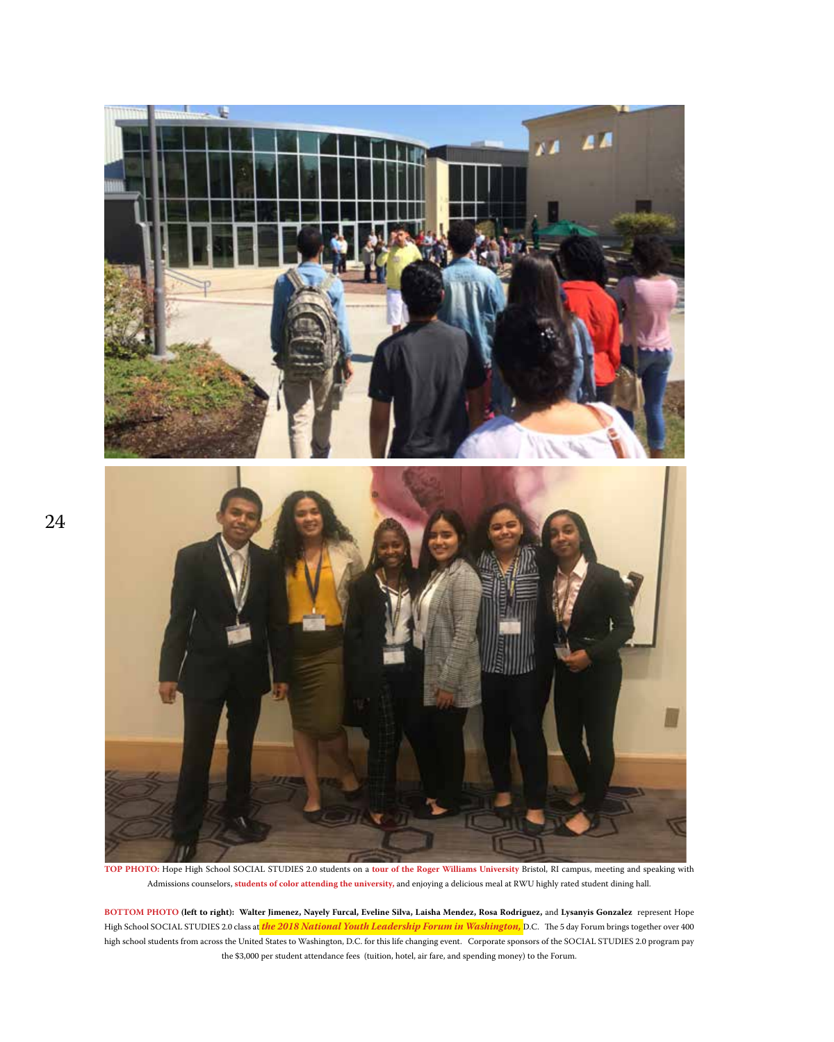**TOP PHOTO:** Hope High School SOCIAL STUDIES 2.0 students on a **tour of the Roger Williams University** Bristol, RI campus, meeting and speaking with Admissions counselors, **students of color attending the university,** and enjoying a delicious meal at RWU highly rated student dining hall.

**BOTTOM PHOTO (left to right): Walter Jimenez, Nayely Furcal, Eveline Silva, Laisha Mendez, Rosa Rodriguez,** and **Lysanyis Gonzalez** represent Hope High School SOCIAL STUDIES 2.0 class at ***the 2018 National Youth Leadership Forum in Washington,*** D.C. The 5 day Forum brings together over 400 high school students from across the United States to Washington, D.C. for this life changing event. Corporate sponsors of the SOCIAL STUDIES 2.0 program pay the $3,000 per student attendance fees (tuition, hotel, air fare, and spending money) to the Forum.